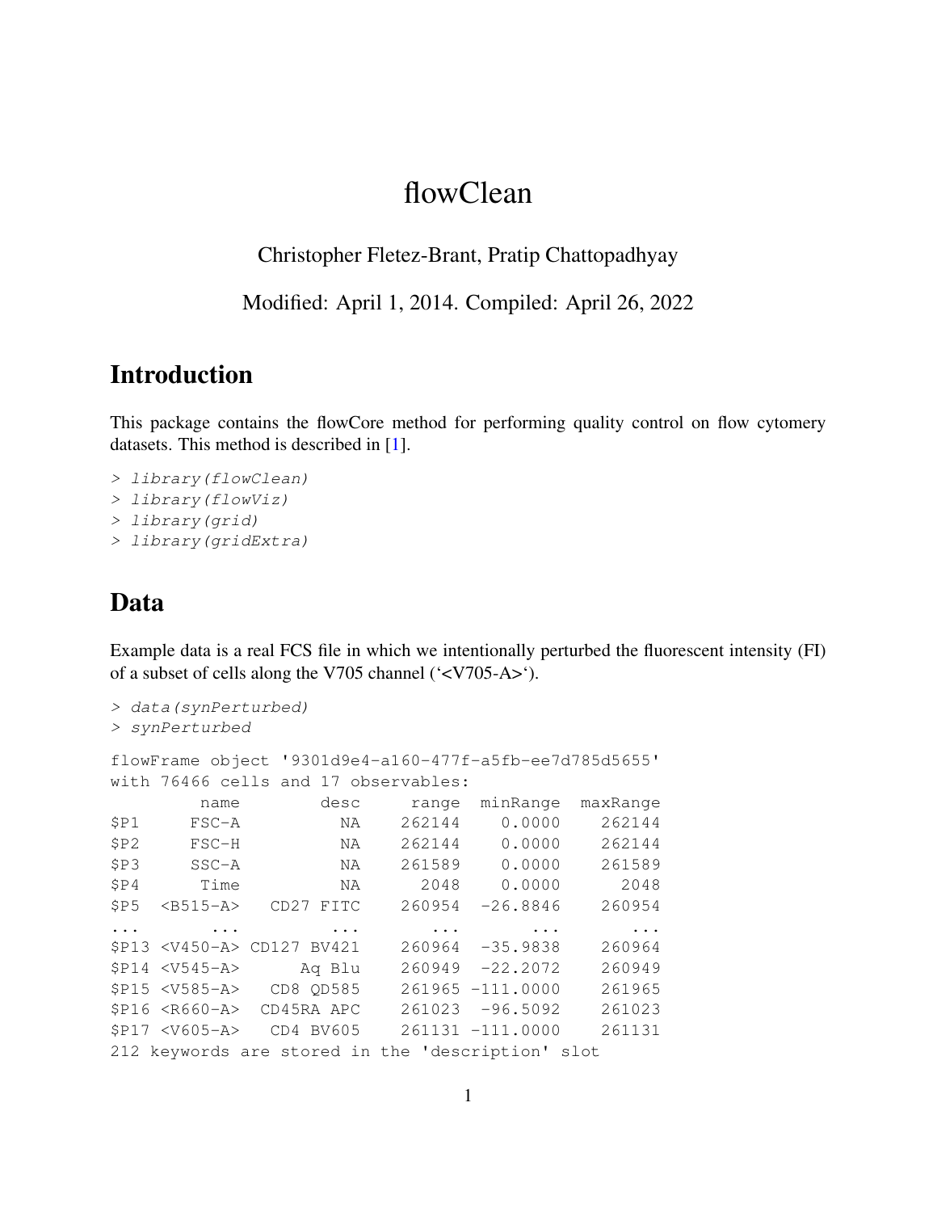# flowClean

Christopher Fletez-Brant, Pratip Chattopadhyay

Modified: April 1, 2014. Compiled: April 26, 2022

## Introduction

This package contains the flowCore method for performing quality control on flow cytomery datasets. This method is described in [1].

```
> library(flowClean)
> library(flowViz)
> library(grid)
> library(gridExtra)
```

## Data

Example data is a real FCS file in which we intentionally perturbed the fluorescent intensity (FI) of a subset of cells along the V705 channel ('<V705-A>').

```
> data(synPerturbed)
> synPerturbed
```

```
flowFrame object '9301d9e4-a160-477f-a5fb-ee7d785d5655'
with 76466 cells and 17 observables:
         name        desc     range  minRange  maxRange
$P1     FSC-A          NA    262144    0.0000    262144
$P2     FSC-H          NA    262144    0.0000    262144
$P3     SSC-A          NA    261589    0.0000    261589
$P4      Time          NA      2048    0.0000      2048
$P5  <B515-A>   CD27 FITC    260954  -26.8846    260954
...       ...         ...       ...       ...       ...
$P13 <V450-A> CD127 BV421    260964  -35.9838    260964
$P14 <V545-A>      Aq Blu    260949  -22.2072    260949
$P15 <V585-A>   CD8 QD585    261965 -111.0000    261965
$P16 <R660-A>  CD45RA APC    261023  -96.5092    261023
$P17 <V605-A>   CD4 BV605    261131 -111.0000    261131
212 keywords are stored in the 'description' slot
```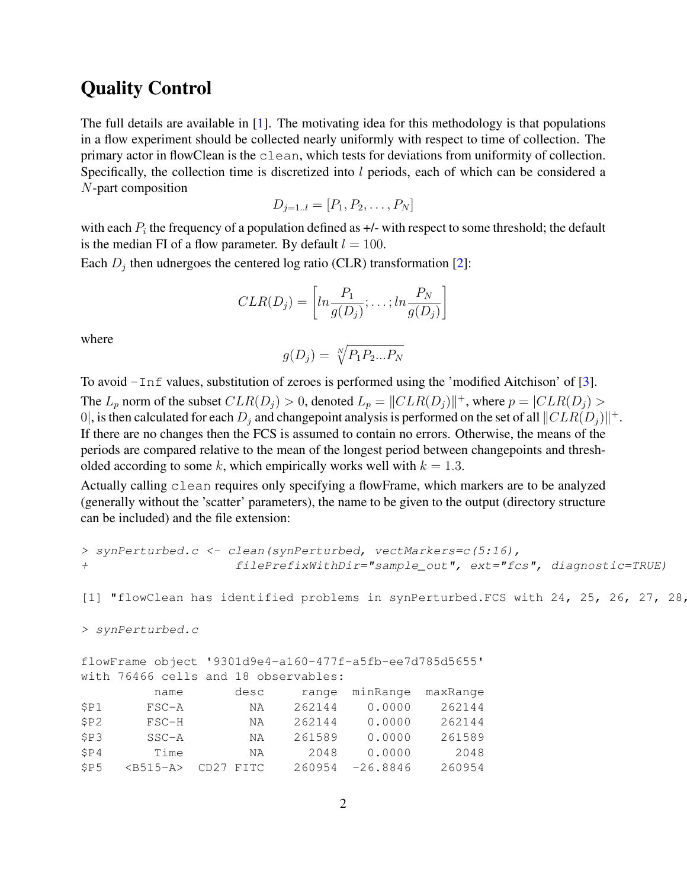# Quality Control

The full details are available in [1]. The motivating idea for this methodology is that populations in a flow experiment should be collected nearly uniformly with respect to time of collection. The primary actor in flowClean is the `clean`, which tests for deviations from uniformity of collection. Specifically, the collection time is discretized into $l$ periods, each of which can be considered a $N$-part composition

$$D_{j=1..l} = [P_1, P_2, \ldots, P_N]$$

with each $P_i$ the frequency of a population defined as +/- with respect to some threshold; the default is the median FI of a flow parameter. By default $l = 100$.

Each $D_j$ then udnergoes the centered log ratio (CLR) transformation [2]:

$$CLR(D_j) = \left[ ln\frac{P_1}{g(D_j)}; \ldots ; ln\frac{P_N}{g(D_j)} \right]$$

where

$$g(D_j) = \sqrt[N]{P_1 P_2 ... P_N}$$

To avoid `-Inf` values, substitution of zeroes is performed using the 'modified Aitchison' of [3].

The $L_p$ norm of the subset $CLR(D_j) > 0$, denoted $L_p = \|CLR(D_j)\|^+$, where $p = |CLR(D_j) > 0|$, is then calculated for each $D_j$ and changepoint analysis is performed on the set of all $\|CLR(D_j)\|^+$. If there are no changes then the FCS is assumed to contain no errors. Otherwise, the means of the periods are compared relative to the mean of the longest period between changepoints and thresholded according to some $k$, which empirically works well with $k = 1.3$.

Actually calling `clean` requires only specifying a flowFrame, which markers are to be analyzed (generally without the 'scatter' parameters), the name to be given to the output (directory structure can be included) and the file extension:

```
> synPerturbed.c <- clean(synPerturbed, vectMarkers=c(5:16),
+                     filePrefixWithDir="sample_out", ext="fcs", diagnostic=TRUE)

[1] "flowClean has identified problems in synPerturbed.FCS with 24, 25, 26, 27, 28,

> synPerturbed.c

flowFrame object '9301d9e4-a160-477f-a5fb-ee7d785d5655'
with 76466 cells and 18 observables:
         name       desc     range  minRange  maxRange
$P1     FSC-A         NA    262144    0.0000    262144
$P2     FSC-H         NA    262144    0.0000    262144
$P3     SSC-A         NA    261589    0.0000    261589
$P4      Time         NA      2048    0.0000      2048
$P5   <B515-A>  CD27 FITC    260954  -26.8846    260954
```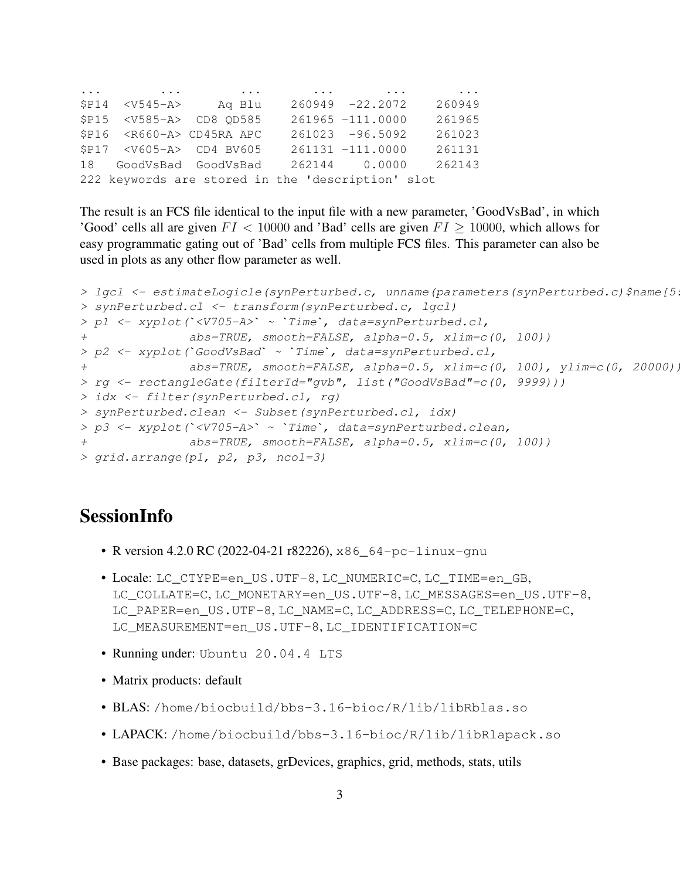```
...        ...        ...        ...       ...        ...
$P14  <V545-A>     Aq Blu    260949  -22.2072    260949
$P15  <V585-A>  CD8 QD585    261965 -111.0000    261965
$P16  <R660-A> CD45RA APC    261023  -96.5092    261023
$P17  <V605-A>  CD4 BV605    261131 -111.0000    261131
18   GoodVsBad  GoodVsBad    262144    0.0000    262143
222 keywords are stored in the 'description' slot
```

The result is an FCS file identical to the input file with a new parameter, 'GoodVsBad', in which 'Good' cells all are given $FI < 10000$ and 'Bad' cells are given $FI \geq 10000$, which allows for easy programmatic gating out of 'Bad' cells from multiple FCS files. This parameter can also be used in plots as any other flow parameter as well.

```
> lgcl <- estimateLogicle(synPerturbed.c, unname(parameters(synPerturbed.c)$name[5:
> synPerturbed.cl <- transform(synPerturbed.c, lgcl)
> p1 <- xyplot(`<V705-A>` ~ `Time`, data=synPerturbed.cl,
+              abs=TRUE, smooth=FALSE, alpha=0.5, xlim=c(0, 100))
> p2 <- xyplot(`GoodVsBad` ~ `Time`, data=synPerturbed.cl,
+              abs=TRUE, smooth=FALSE, alpha=0.5, xlim=c(0, 100), ylim=c(0, 20000))
> rg <- rectangleGate(filterId="gvb", list("GoodVsBad"=c(0, 9999)))
> idx <- filter(synPerturbed.cl, rg)
> synPerturbed.clean <- Subset(synPerturbed.cl, idx)
> p3 <- xyplot(`<V705-A>` ~ `Time`, data=synPerturbed.clean,
+              abs=TRUE, smooth=FALSE, alpha=0.5, xlim=c(0, 100))
> grid.arrange(p1, p2, p3, ncol=3)
```

## SessionInfo

- R version 4.2.0 RC (2022-04-21 r82226), `x86_64-pc-linux-gnu`
- Locale: `LC_CTYPE=en_US.UTF-8`, `LC_NUMERIC=C`, `LC_TIME=en_GB`, `LC_COLLATE=C`, `LC_MONETARY=en_US.UTF-8`, `LC_MESSAGES=en_US.UTF-8`, `LC_PAPER=en_US.UTF-8`, `LC_NAME=C`, `LC_ADDRESS=C`, `LC_TELEPHONE=C`, `LC_MEASUREMENT=en_US.UTF-8`, `LC_IDENTIFICATION=C`
- Running under: `Ubuntu 20.04.4 LTS`
- Matrix products: default
- BLAS: `/home/biocbuild/bbs-3.16-bioc/R/lib/libRblas.so`
- LAPACK: `/home/biocbuild/bbs-3.16-bioc/R/lib/libRlapack.so`
- Base packages: base, datasets, grDevices, graphics, grid, methods, stats, utils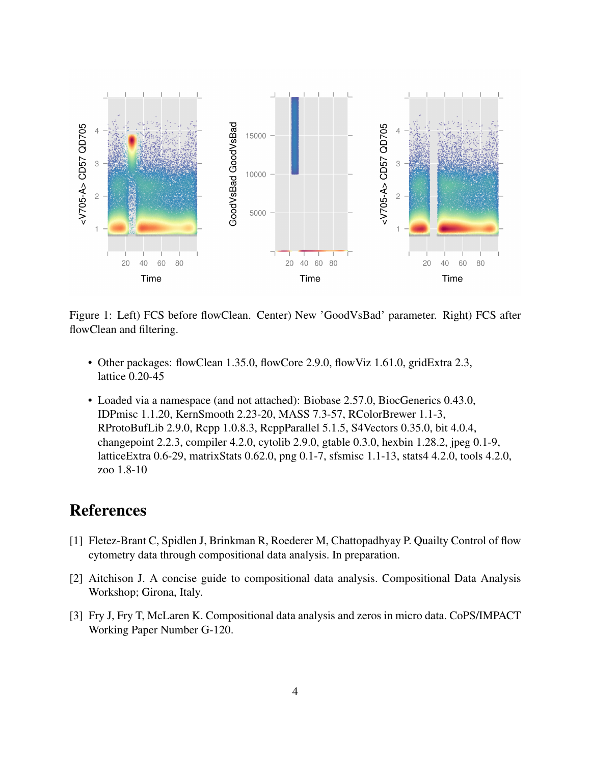<Left panel>
<V705-A> CD57 QD705
4
3
2
1
20 40 60 80
Time

<Center panel>
GoodVsBad GoodVsBad
15000
10000
5000
20 40 60 80
Time

<Right panel>
<V705-A> CD57 QD705
4
3
2
1
20 40 60 80
Time

Figure 1: Left) FCS before flowClean. Center) New 'GoodVsBad' parameter. Right) FCS after flowClean and filtering.

- Other packages: flowClean 1.35.0, flowCore 2.9.0, flowViz 1.61.0, gridExtra 2.3, lattice 0.20-45
- Loaded via a namespace (and not attached): Biobase 2.57.0, BiocGenerics 0.43.0, IDPmisc 1.1.20, KernSmooth 2.23-20, MASS 7.3-57, RColorBrewer 1.1-3, RProtoBufLib 2.9.0, Rcpp 1.0.8.3, RcppParallel 5.1.5, S4Vectors 0.35.0, bit 4.0.4, changepoint 2.2.3, compiler 4.2.0, cytolib 2.9.0, gtable 0.3.0, hexbin 1.28.2, jpeg 0.1-9, latticeExtra 0.6-29, matrixStats 0.62.0, png 0.1-7, sfsmisc 1.1-13, stats4 4.2.0, tools 4.2.0, zoo 1.8-10

# References

[1] Fletez-Brant C, Spidlen J, Brinkman R, Roederer M, Chattopadhyay P. Quailty Control of flow cytometry data through compositional data analysis. In preparation.

[2] Aitchison J. A concise guide to compositional data analysis. Compositional Data Analysis Workshop; Girona, Italy.

[3] Fry J, Fry T, McLaren K. Compositional data analysis and zeros in micro data. CoPS/IMPACT Working Paper Number G-120.